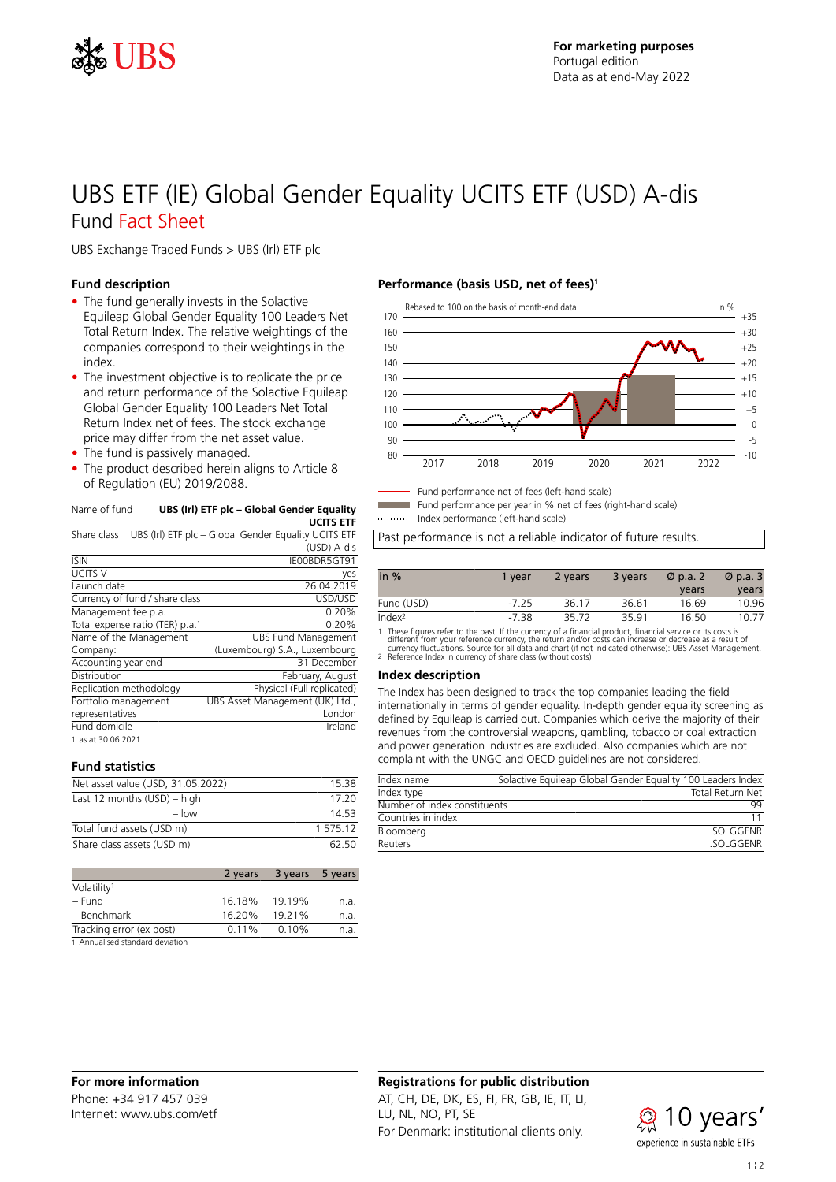For marketing purposes
Portugal edition
Data as at end-May 2022

# UBS ETF (IE) Global Gender Equality UCITS ETF (USD) A-dis

## Fund Fact Sheet

UBS Exchange Traded Funds > UBS (Irl) ETF plc

### Fund description

- The fund generally invests in the Solactive Equileap Global Gender Equality 100 Leaders Net Total Return Index. The relative weightings of the companies correspond to their weightings in the index.
- The investment objective is to replicate the price and return performance of the Solactive Equileap Global Gender Equality 100 Leaders Net Total Return Index net of fees. The stock exchange price may differ from the net asset value.
- The fund is passively managed.
- The product described herein aligns to Article 8 of Regulation (EU) 2019/2088.

| | |
|---|---|
| Name of fund | **UBS (Irl) ETF plc – Global Gender Equality UCITS ETF** |
| Share class | UBS (Irl) ETF plc – Global Gender Equality UCITS ETF (USD) A-dis |
| ISIN | IE00BDR5GT91 |
| UCITS V | yes |
| Launch date | 26.04.2019 |
| Currency of fund / share class | USD/USD |
| Management fee p.a. | 0.20% |
| Total expense ratio (TER) p.a.[1] | 0.20% |
| Name of the Management Company: | UBS Fund Management (Luxembourg) S.A., Luxembourg |
| Accounting year end | 31 December |
| Distribution | February, August |
| Replication methodology | Physical (Full replicated) |
| Portfolio management representatives | UBS Asset Management (UK) Ltd., London |
| Fund domicile | Ireland |

1 as at 30.06.2021

### Fund statistics

| | |
|---|---|
| Net asset value (USD, 31.05.2022) | 15.38 |
| Last 12 months (USD) – high | 17.20 |
| – low | 14.53 |
| Total fund assets (USD m) | 1 575.12 |
| Share class assets (USD m) | 62.50 |

| | 2 years | 3 years | 5 years |
|---|---|---|---|
| Volatility[1] | | | |
| – Fund | 16.18% | 19.19% | n.a. |
| – Benchmark | 16.20% | 19.21% | n.a. |
| Tracking error (ex post) | 0.11% | 0.10% | n.a. |

1 Annualised standard deviation

### Performance (basis USD, net of fees)[1]

Rebased to 100 on the basis of month-end data

Fund performance net of fees (left-hand scale)
Fund performance per year in % net of fees (right-hand scale)
Index performance (left-hand scale)

Past performance is not a reliable indicator of future results.

| in % | 1 year | 2 years | 3 years | Ø p.a. 2 years | Ø p.a. 3 years |
|---|---|---|---|---|---|
| Fund (USD) | -7.25 | 36.17 | 36.61 | 16.69 | 10.96 |
| Index[2] | -7.38 | 35.72 | 35.91 | 16.50 | 10.77 |

1 These figures refer to the past. If the currency of a financial product, financial service or its costs is different from your reference currency, the return and/or costs can increase or decrease as a result of currency fluctuations. Source for all data and chart (if not indicated otherwise): UBS Asset Management.
2 Reference Index in currency of share class (without costs)

### Index description

The Index has been designed to track the top companies leading the field internationally in terms of gender equality. In-depth gender equality screening as defined by Equileap is carried out. Companies which derive the majority of their revenues from the controversial weapons, gambling, tobacco or coal extraction and power generation industries are excluded. Also companies which are not complaint with the UNGC and OECD guidelines are not considered.

| | |
|---|---|
| Index name | Solactive Equileap Global Gender Equality 100 Leaders Index |
| Index type | Total Return Net |
| Number of index constituents | 99 |
| Countries in index | 11 |
| Bloomberg | SOLGGENR |
| Reuters | .SOLGGENR |

### For more information

Phone: +34 917 457 039
Internet: www.ubs.com/etf

### Registrations for public distribution

AT, CH, DE, DK, ES, FI, FR, GB, IE, IT, LI, LU, NL, NO, PT, SE
For Denmark: institutional clients only.

10 years' experience in sustainable ETFs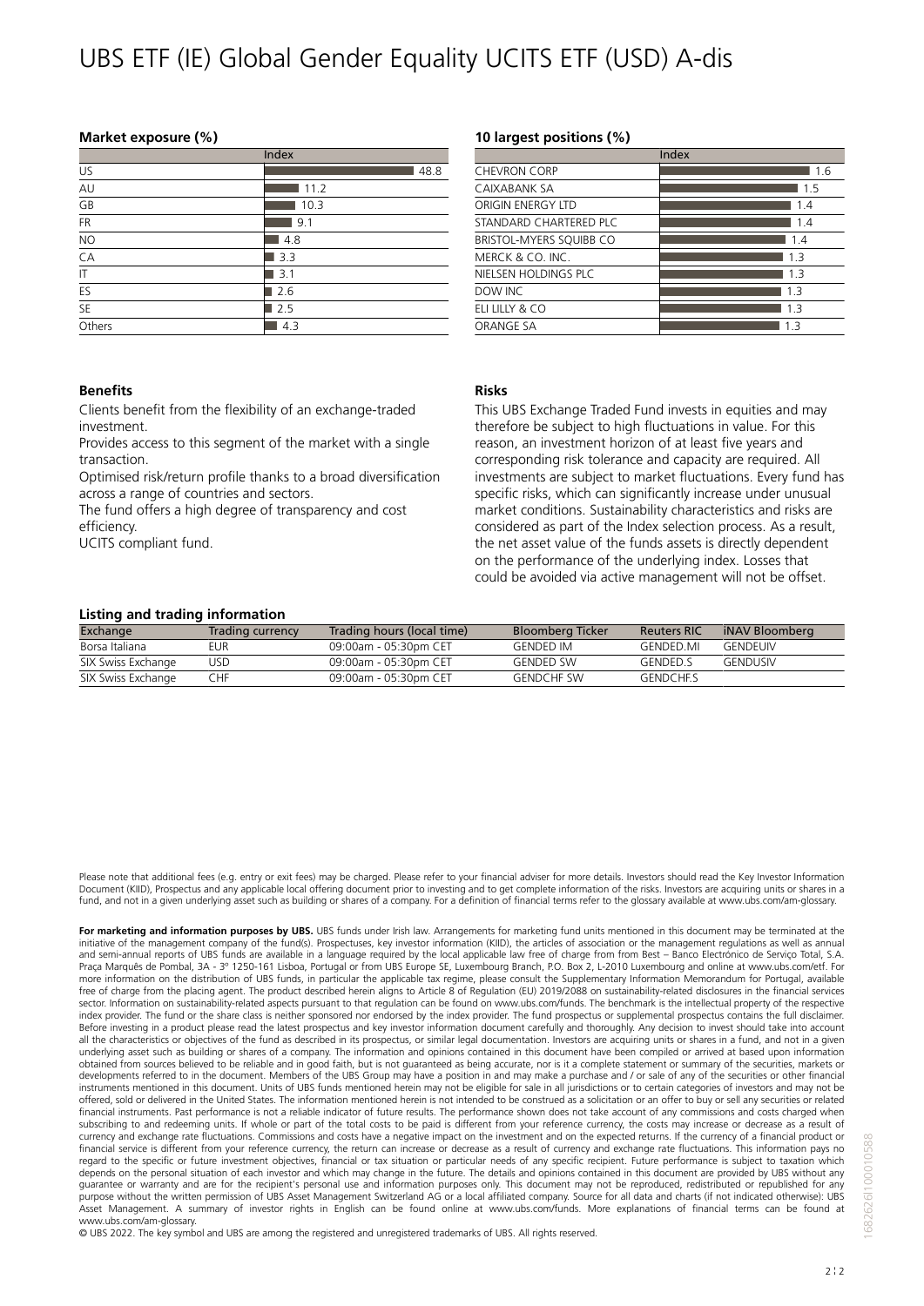# UBS ETF (IE) Global Gender Equality UCITS ETF (USD) A-dis

**Market exposure (%)**

Index

US 48.8
AU 11.2
GB 10.3
FR 9.1
NO 4.8
CA 3.3
IT 3.1
ES 2.6
SE 2.5
Others 4.3

**10 largest positions (%)**

Index

CHEVRON CORP 1.6
CAIXABANK SA 1.5
ORIGIN ENERGY LTD 1.4
STANDARD CHARTERED PLC 1.4
BRISTOL-MYERS SQUIBB CO 1.4
MERCK & CO. INC. 1.3
NIELSEN HOLDINGS PLC 1.3
DOW INC 1.3
ELI LILLY & CO 1.3
ORANGE SA 1.3

**Benefits**

Clients benefit from the flexibility of an exchange-traded investment.

Provides access to this segment of the market with a single transaction.

Optimised risk/return profile thanks to a broad diversification across a range of countries and sectors.

The fund offers a high degree of transparency and cost efficiency.

UCITS compliant fund.

**Risks**

This UBS Exchange Traded Fund invests in equities and may therefore be subject to high fluctuations in value. For this reason, an investment horizon of at least five years and corresponding risk tolerance and capacity are required. All investments are subject to market fluctuations. Every fund has specific risks, which can significantly increase under unusual market conditions. Sustainability characteristics and risks are considered as part of the Index selection process. As a result, the net asset value of the funds assets is directly dependent on the performance of the underlying index. Losses that could be avoided via active management will not be offset.

**Listing and trading information**

| Exchange | Trading currency | Trading hours (local time) | Bloomberg Ticker | Reuters RIC | iNAV Bloomberg |
|---|---|---|---|---|---|
| Borsa Italiana | EUR | 09:00am - 05:30pm CET | GENDED IM | GENDED.MI | GENDEUIV |
| SIX Swiss Exchange | USD | 09:00am - 05:30pm CET | GENDED SW | GENDED.S | GENDUSIV |
| SIX Swiss Exchange | CHF | 09:00am - 05:30pm CET | GENDCHF SW | GENDCHF.S | |

Please note that additional fees (e.g. entry or exit fees) may be charged. Please refer to your financial adviser for more details. Investors should read the Key Investor Information Document (KIID), Prospectus and any applicable local offering document prior to investing and to get complete information of the risks. Investors are acquiring units or shares in a fund, and not in a given underlying asset such as building or shares of a company. For a definition of financial terms refer to the glossary available at www.ubs.com/am-glossary.

**For marketing and information purposes by UBS.** UBS funds under Irish law. Arrangements for marketing fund units mentioned in this document may be terminated at the initiative of the management company of the fund(s). Prospectuses, key investor information (KIID), the articles of association or the management regulations as well as annual and semi-annual reports of UBS funds are available in a language required by the local applicable law free of charge from from Best – Banco Electrónico de Serviço Total, S.A. Praça Marquês de Pombal, 3A - 3º 1250-161 Lisboa, Portugal or from UBS Europe SE, Luxembourg Branch, P.O. Box 2, L-2010 Luxembourg and online at www.ubs.com/etf. For more information on the distribution of UBS funds, in particular the applicable tax regime, please consult the Supplementary Information Memorandum for Portugal, available free of charge from the placing agent. The product described herein aligns to Article 8 of Regulation (EU) 2019/2088 on sustainability-related disclosures in the financial services sector. Information on sustainability-related aspects pursuant to that regulation can be found on www.ubs.com/funds. The benchmark is the intellectual property of the respective index provider. The fund or the share class is neither sponsored nor endorsed by the index provider. The fund prospectus or supplemental prospectus contains the full disclaimer. Before investing in a product please read the latest prospectus and key investor information document carefully and thoroughly. Any decision to invest should take into account all the characteristics or objectives of the fund as described in its prospectus, or similar legal documentation. Investors are acquiring units or shares in a fund, and not in a given underlying asset such as building or shares of a company. The information and opinions contained in this document have been compiled or arrived at based upon information obtained from sources believed to be reliable and in good faith, but is not guaranteed as being accurate, nor is it a complete statement or summary of the securities, markets or developments referred to in the document. Members of the UBS Group may have a position in and may make a purchase and / or sale of any of the securities or other financial instruments mentioned in this document. Units of UBS funds mentioned herein may not be eligible for sale in all jurisdictions or to certain categories of investors and may not be offered, sold or delivered in the United States. The information mentioned herein is not intended to be construed as a solicitation or an offer to buy or sell any securities or related financial instruments. Past performance is not a reliable indicator of future results. The performance shown does not take account of any commissions and costs charged when subscribing to and redeeming units. If whole or part of the total costs to be paid is different from your reference currency, the costs may increase or decrease as a result of currency and exchange rate fluctuations. Commissions and costs have a negative impact on the investment and on the expected returns. If the currency of a financial product or financial service is different from your reference currency, the return can increase or decrease as a result of currency and exchange rate fluctuations. This information pays no regard to the specific or future investment objectives, financial or tax situation or particular needs of any specific recipient. Future performance is subject to taxation which depends on the personal situation of each investor and which may change in the future. The details and opinions contained in this document are provided by UBS without any guarantee or warranty and are for the recipient's personal use and information purposes only. This document may not be reproduced, redistributed or republished for any purpose without the written permission of UBS Asset Management Switzerland AG or a local affiliated company. Source for all data and charts (if not indicated otherwise): UBS Asset Management. A summary of investor rights in English can be found online at www.ubs.com/funds. More explanations of financial terms can be found at www.ubs.com/am-glossary.

© UBS 2022. The key symbol and UBS are among the registered and unregistered trademarks of UBS. All rights reserved.